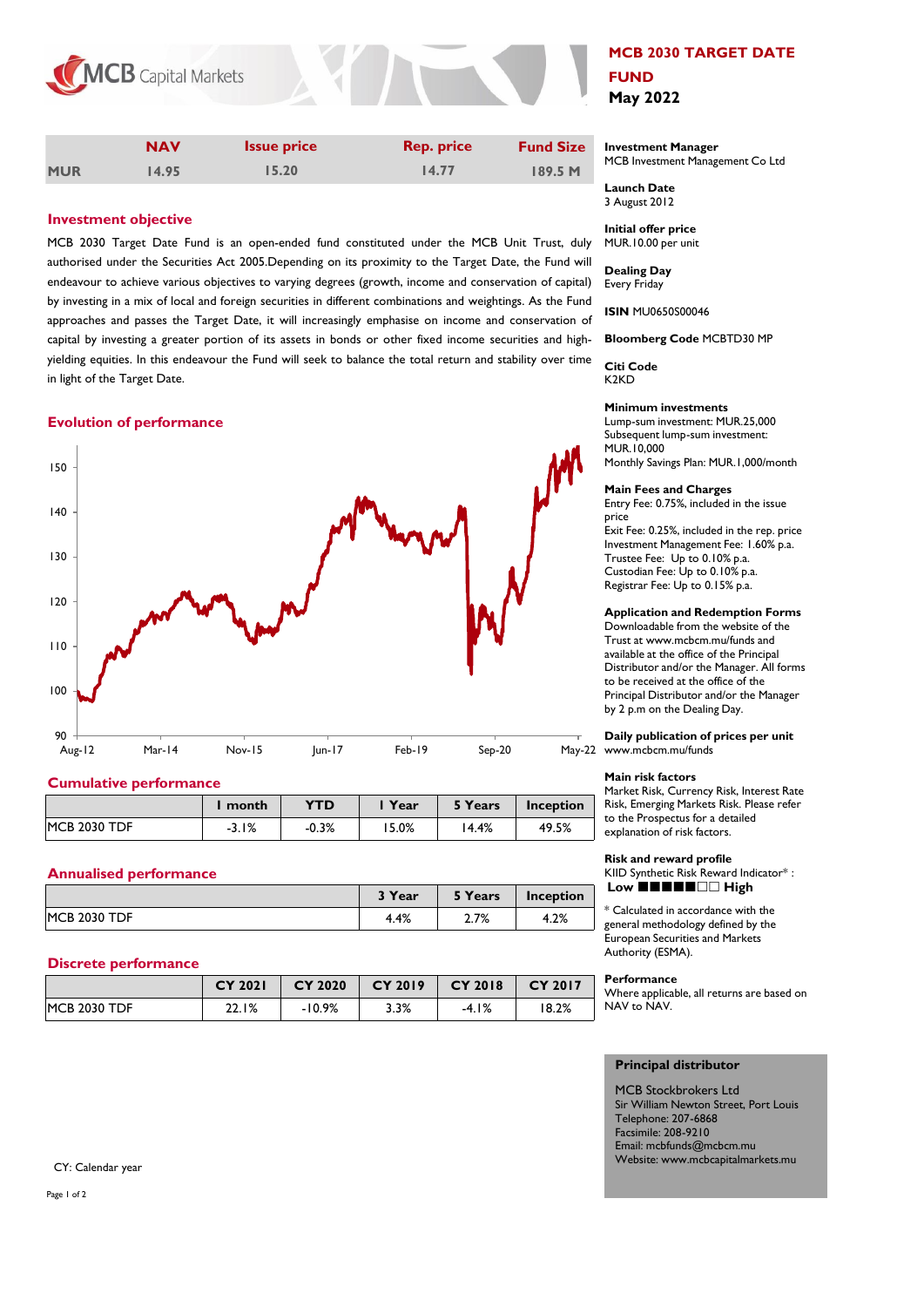MCB Capital Markets

# MCB 2030 TARGET DATE FUND

**May 2022**

| | NAV | Issue price | Rep. price | Fund Size |
|---|---|---|---|---|
| MUR | 14.95 | 15.20 | 14.77 | 189.5 M |

## Investment objective

MCB 2030 Target Date Fund is an open-ended fund constituted under the MCB Unit Trust, duly authorised under the Securities Act 2005.Depending on its proximity to the Target Date, the Fund will endeavour to achieve various objectives to varying degrees (growth, income and conservation of capital) by investing in a mix of local and foreign securities in different combinations and weightings. As the Fund approaches and passes the Target Date, it will increasingly emphasise on income and conservation of capital by investing a greater portion of its assets in bonds or other fixed income securities and high-yielding equities. In this endeavour the Fund will seek to balance the total return and stability over time in light of the Target Date.

## Evolution of performance

## Cumulative performance

| | 1 month | YTD | 1 Year | 5 Years | Inception |
|---|---|---|---|---|---|
| MCB 2030 TDF | -3.1% | -0.3% | 15.0% | 14.4% | 49.5% |

## Annualised performance

| | 3 Year | 5 Years | Inception |
|---|---|---|---|
| MCB 2030 TDF | 4.4% | 2.7% | 4.2% |

## Discrete performance

| | CY 2021 | CY 2020 | CY 2019 | CY 2018 | CY 2017 |
|---|---|---|---|---|---|
| MCB 2030 TDF | 22.1% | -10.9% | 3.3% | -4.1% | 18.2% |

CY: Calendar year

**Investment Manager**
MCB Investment Management Co Ltd

**Launch Date**
3 August 2012

**Initial offer price**
MUR.10.00 per unit

**Dealing Day**
Every Friday

**ISIN** MU0650S00046

**Bloomberg Code** MCBTD30 MP

**Citi Code**
K2KD

**Minimum investments**
Lump-sum investment: MUR.25,000
Subsequent lump-sum investment: MUR.10,000
Monthly Savings Plan: MUR.1,000/month

**Main Fees and Charges**
Entry Fee: 0.75%, included in the issue price
Exit Fee: 0.25%, included in the rep. price
Investment Management Fee: 1.60% p.a.
Trustee Fee: Up to 0.10% p.a.
Custodian Fee: Up to 0.10% p.a.
Registrar Fee: Up to 0.15% p.a.

**Application and Redemption Forms**
Downloadable from the website of the Trust at www.mcbcm.mu/funds and available at the office of the Principal Distributor and/or the Manager. All forms to be received at the office of the Principal Distributor and/or the Manager by 2 p.m on the Dealing Day.

**Daily publication of prices per unit**
www.mcbcm.mu/funds

**Main risk factors**
Market Risk, Currency Risk, Interest Rate Risk, Emerging Markets Risk. Please refer to the Prospectus for a detailed explanation of risk factors.

**Risk and reward profile**
KIID Synthetic Risk Reward Indicator* :
**Low** ■■■■■□□ **High**

\* Calculated in accordance with the general methodology defined by the European Securities and Markets Authority (ESMA).

**Performance**
Where applicable, all returns are based on NAV to NAV.

**Principal distributor**

MCB Stockbrokers Ltd
Sir William Newton Street, Port Louis
Telephone: 207-6868
Facsimile: 208-9210
Email: mcbfunds@mcbcm.mu
Website: www.mcbcapitalmarkets.mu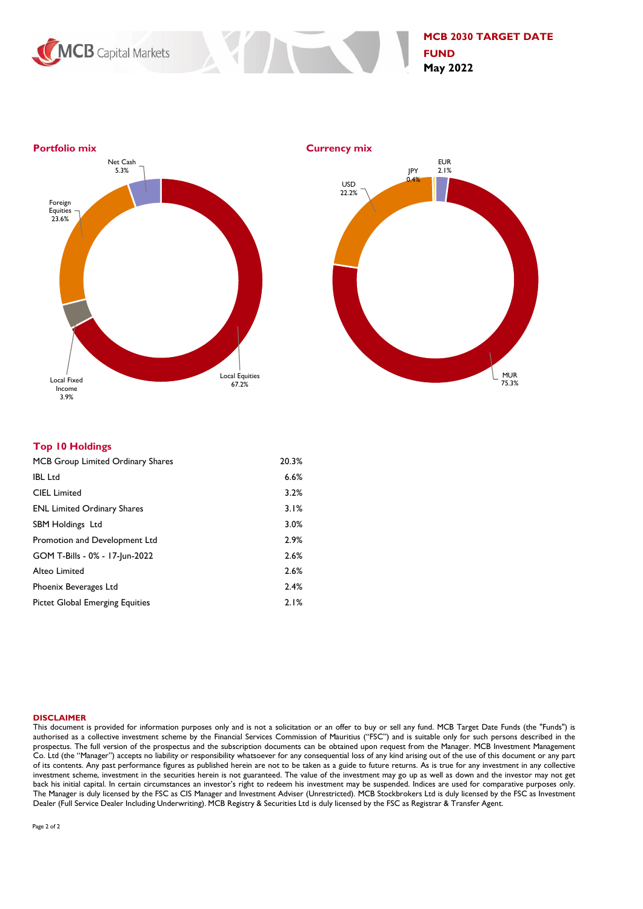# MCB 2030 TARGET DATE FUND
**May 2022**

## Portfolio mix

Net Cash
5.3%

Foreign Equities
23.6%

Local Fixed Income
3.9%

Local Equities
67.2%

## Currency mix

EUR
2.1%

JPY
0.4%

USD
22.2%

MUR
75.3%

## Top 10 Holdings

| | |
|---|---|
| MCB Group Limited Ordinary Shares | 20.3% |
| IBL Ltd | 6.6% |
| CIEL Limited | 3.2% |
| ENL Limited Ordinary Shares | 3.1% |
| SBM Holdings Ltd | 3.0% |
| Promotion and Development Ltd | 2.9% |
| GOM T-Bills - 0% - 17-Jun-2022 | 2.6% |
| Alteo Limited | 2.6% |
| Phoenix Beverages Ltd | 2.4% |
| Pictet Global Emerging Equities | 2.1% |

**DISCLAIMER**

This document is provided for information purposes only and is not a solicitation or an offer to buy or sell any fund. MCB Target Date Funds (the "Funds") is authorised as a collective investment scheme by the Financial Services Commission of Mauritius ("FSC") and is suitable only for such persons described in the prospectus. The full version of the prospectus and the subscription documents can be obtained upon request from the Manager. MCB Investment Management Co. Ltd (the "Manager") accepts no liability or responsibility whatsoever for any consequential loss of any kind arising out of the use of this document or any part of its contents. Any past performance figures as published herein are not to be taken as a guide to future returns. As is true for any investment in any collective investment scheme, investment in the securities herein is not guaranteed. The value of the investment may go up as well as down and the investor may not get back his initial capital. In certain circumstances an investor's right to redeem his investment may be suspended. Indices are used for comparative purposes only. The Manager is duly licensed by the FSC as CIS Manager and Investment Adviser (Unrestricted). MCB Stockbrokers Ltd is duly licensed by the FSC as Investment Dealer (Full Service Dealer Including Underwriting). MCB Registry & Securities Ltd is duly licensed by the FSC as Registrar & Transfer Agent.